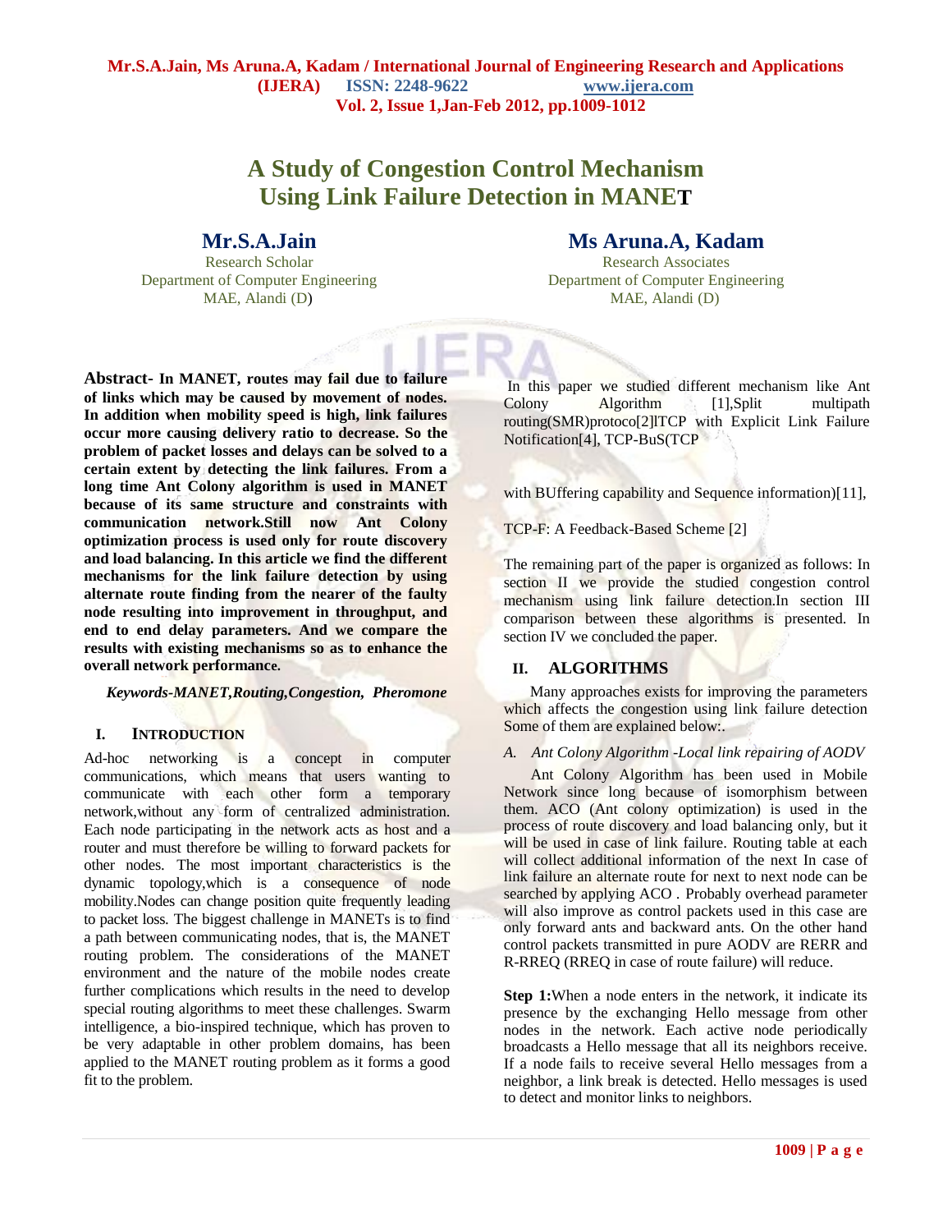# A Study of Congestion Control Mechanism Using Link Failure Detection in MANET

**Mr.S.A.Jain**
Research Scholar
Department of Computer Engineering
MAE, Alandi (D)

**Ms Aruna.A, Kadam**
Research Associates
Department of Computer Engineering
MAE, Alandi (D)

**Abstract- In MANET, routes may fail due to failure of links which may be caused by movement of nodes. In addition when mobility speed is high, link failures occur more causing delivery ratio to decrease. So the problem of packet losses and delays can be solved to a certain extent by detecting the link failures. From a long time Ant Colony algorithm is used in MANET because of its same structure and constraints with communication network.Still now Ant Colony optimization process is used only for route discovery and load balancing. In this article we find the different mechanisms for the link failure detection by using alternate route finding from the nearer of the faulty node resulting into improvement in throughput, and end to end delay parameters. And we compare the results with existing mechanisms so as to enhance the overall network performance.**

***Keywords-MANET,Routing,Congestion, Pheromone***

## I. INTRODUCTION

Ad-hoc networking is a concept in computer communications, which means that users wanting to communicate with each other form a temporary network,without any form of centralized administration. Each node participating in the network acts as host and a router and must therefore be willing to forward packets for other nodes. The most important characteristics is the dynamic topology,which is a consequence of node mobility.Nodes can change position quite frequently leading to packet loss. The biggest challenge in MANETs is to find a path between communicating nodes, that is, the MANET routing problem. The considerations of the MANET environment and the nature of the mobile nodes create further complications which results in the need to develop special routing algorithms to meet these challenges. Swarm intelligence, a bio-inspired technique, which has proven to be very adaptable in other problem domains, has been applied to the MANET routing problem as it forms a good fit to the problem.

In this paper we studied different mechanism like Ant Colony Algorithm [1],Split multipath routing(SMR)protoco[2]lTCP with Explicit Link Failure Notification[4], TCP-BuS(TCP

with BUffering capability and Sequence information)[11],

TCP-F: A Feedback-Based Scheme [2]

The remaining part of the paper is organized as follows: In section II we provide the studied congestion control mechanism using link failure detection.In section III comparison between these algorithms is presented. In section IV we concluded the paper.

## II. ALGORITHMS

Many approaches exists for improving the parameters which affects the congestion using link failure detection Some of them are explained below:.

### *A. Ant Colony Algorithm -Local link repairing of AODV*

Ant Colony Algorithm has been used in Mobile Network since long because of isomorphism between them. ACO (Ant colony optimization) is used in the process of route discovery and load balancing only, but it will be used in case of link failure. Routing table at each will collect additional information of the next In case of link failure an alternate route for next to next node can be searched by applying ACO . Probably overhead parameter will also improve as control packets used in this case are only forward ants and backward ants. On the other hand control packets transmitted in pure AODV are RERR and R-RREQ (RREQ in case of route failure) will reduce.

**Step 1:**When a node enters in the network, it indicate its presence by the exchanging Hello message from other nodes in the network. Each active node periodically broadcasts a Hello message that all its neighbors receive. If a node fails to receive several Hello messages from a neighbor, a link break is detected. Hello messages is used to detect and monitor links to neighbors.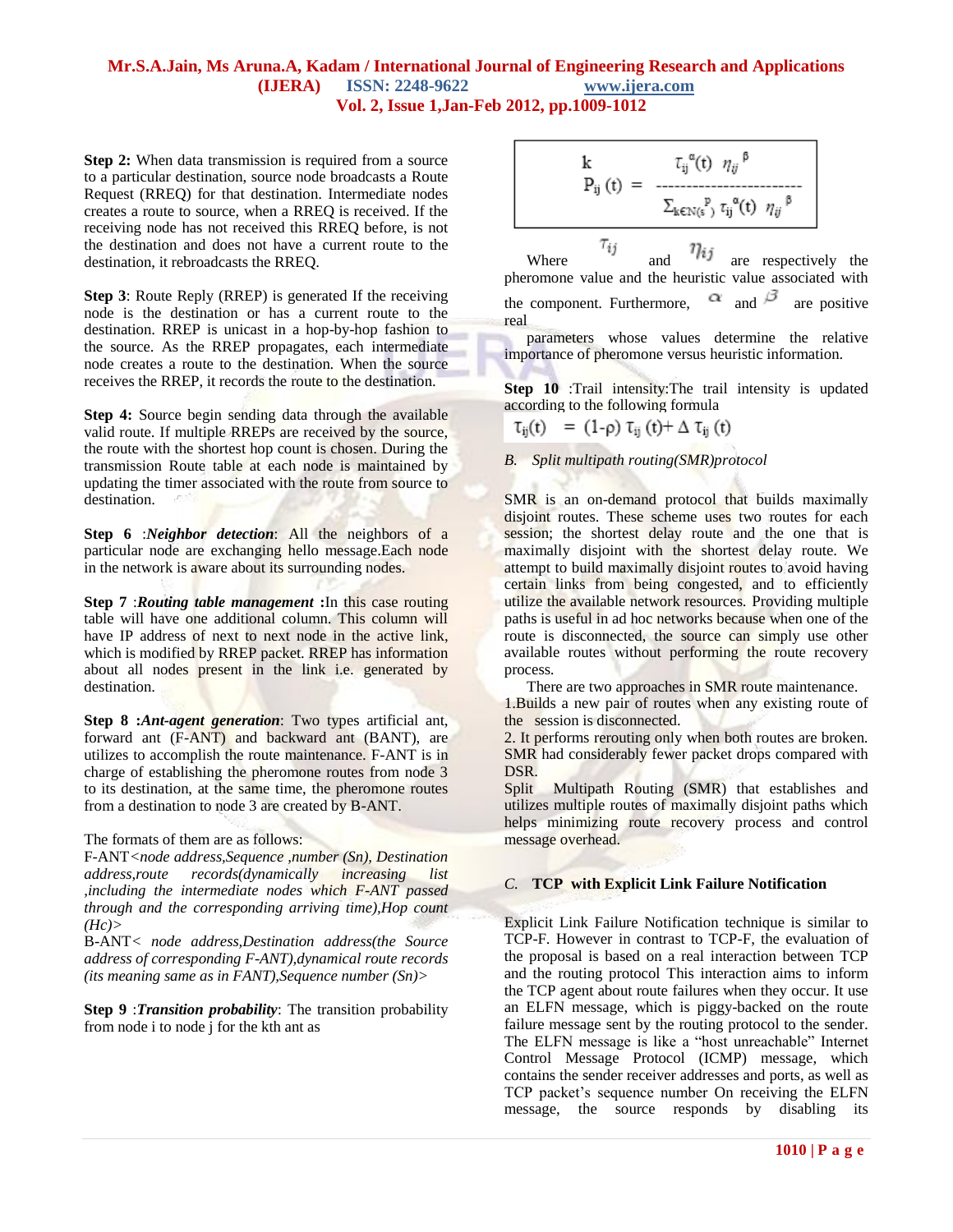**Step 2:** When data transmission is required from a source to a particular destination, source node broadcasts a Route Request (RREQ) for that destination. Intermediate nodes creates a route to source, when a RREQ is received. If the receiving node has not received this RREQ before, is not the destination and does not have a current route to the destination, it rebroadcasts the RREQ.

**Step 3**: Route Reply (RREP) is generated If the receiving node is the destination or has a current route to the destination. RREP is unicast in a hop-by-hop fashion to the source. As the RREP propagates, each intermediate node creates a route to the destination. When the source receives the RREP, it records the route to the destination.

**Step 4:** Source begin sending data through the available valid route. If multiple RREPs are received by the source, the route with the shortest hop count is chosen. During the transmission Route table at each node is maintained by updating the timer associated with the route from source to destination.

**Step 6** :***Neighbor detection***: All the neighbors of a particular node are exchanging hello message.Each node in the network is aware about its surrounding nodes.

**Step 7** :***Routing table management*** **:**In this case routing table will have one additional column. This column will have IP address of next to next node in the active link, which is modified by RREP packet. RREP has information about all nodes present in the link i.e. generated by destination.

**Step 8** **:*Ant-agent generation***: Two types artificial ant, forward ant (F-ANT) and backward ant (BANT), are utilizes to accomplish the route maintenance. F-ANT is in charge of establishing the pheromone routes from node 3 to its destination, at the same time, the pheromone routes from a destination to node 3 are created by B-ANT.

The formats of them are as follows:

F-ANT*<node address,Sequence ,number (Sn), Destination address,route records(dynamically increasing list ,including the intermediate nodes which F-ANT passed through and the corresponding arriving time),Hop count (Hc)>*

B-ANT*< node address,Destination address(the Source address of corresponding F-ANT),dynamical route records (its meaning same as in FANT),Sequence number (Sn)>*

**Step 9** :***Transition probability***: The transition probability from node i to node j for the kth ant as

$$P^{k}_{ij}(t) = \frac{\tau_{ij}^{\alpha}(t)\ \eta_{ij}^{\beta}}{\sum_{k\in N(s^{p})} \tau_{ij}^{\alpha}(t)\ \eta_{ij}^{\beta}}$$

Where $\tau_{ij}$ and $\eta_{ij}$ are respectively the pheromone value and the heuristic value associated with the component. Furthermore, $\alpha$ and $\beta$ are positive real parameters whose values determine the relative importance of pheromone versus heuristic information.

**Step 10** :Trail intensity:The trail intensity is updated according to the following formula

$$\tau_{ij}(t) = (1-\rho)\ \tau_{ij}(t) + \Delta\ \tau_{ij}(t)$$

### *B. Split multipath routing(SMR)protocol*

SMR is an on-demand protocol that builds maximally disjoint routes. These scheme uses two routes for each session; the shortest delay route and the one that is maximally disjoint with the shortest delay route. We attempt to build maximally disjoint routes to avoid having certain links from being congested, and to efficiently utilize the available network resources. Providing multiple paths is useful in ad hoc networks because when one of the route is disconnected, the source can simply use other available routes without performing the route recovery process.

There are two approaches in SMR route maintenance.

1.Builds a new pair of routes when any existing route of the session is disconnected.

2. It performs rerouting only when both routes are broken. SMR had considerably fewer packet drops compared with DSR.

Split Multipath Routing (SMR) that establishes and utilizes multiple routes of maximally disjoint paths which helps minimizing route recovery process and control message overhead.

### *C.* **TCP with Explicit Link Failure Notification**

Explicit Link Failure Notification technique is similar to TCP-F. However in contrast to TCP-F, the evaluation of the proposal is based on a real interaction between TCP and the routing protocol This interaction aims to inform the TCP agent about route failures when they occur. It use an ELFN message, which is piggy-backed on the route failure message sent by the routing protocol to the sender. The ELFN message is like a "host unreachable" Internet Control Message Protocol (ICMP) message, which contains the sender receiver addresses and ports, as well as TCP packet's sequence number On receiving the ELFN message, the source responds by disabling its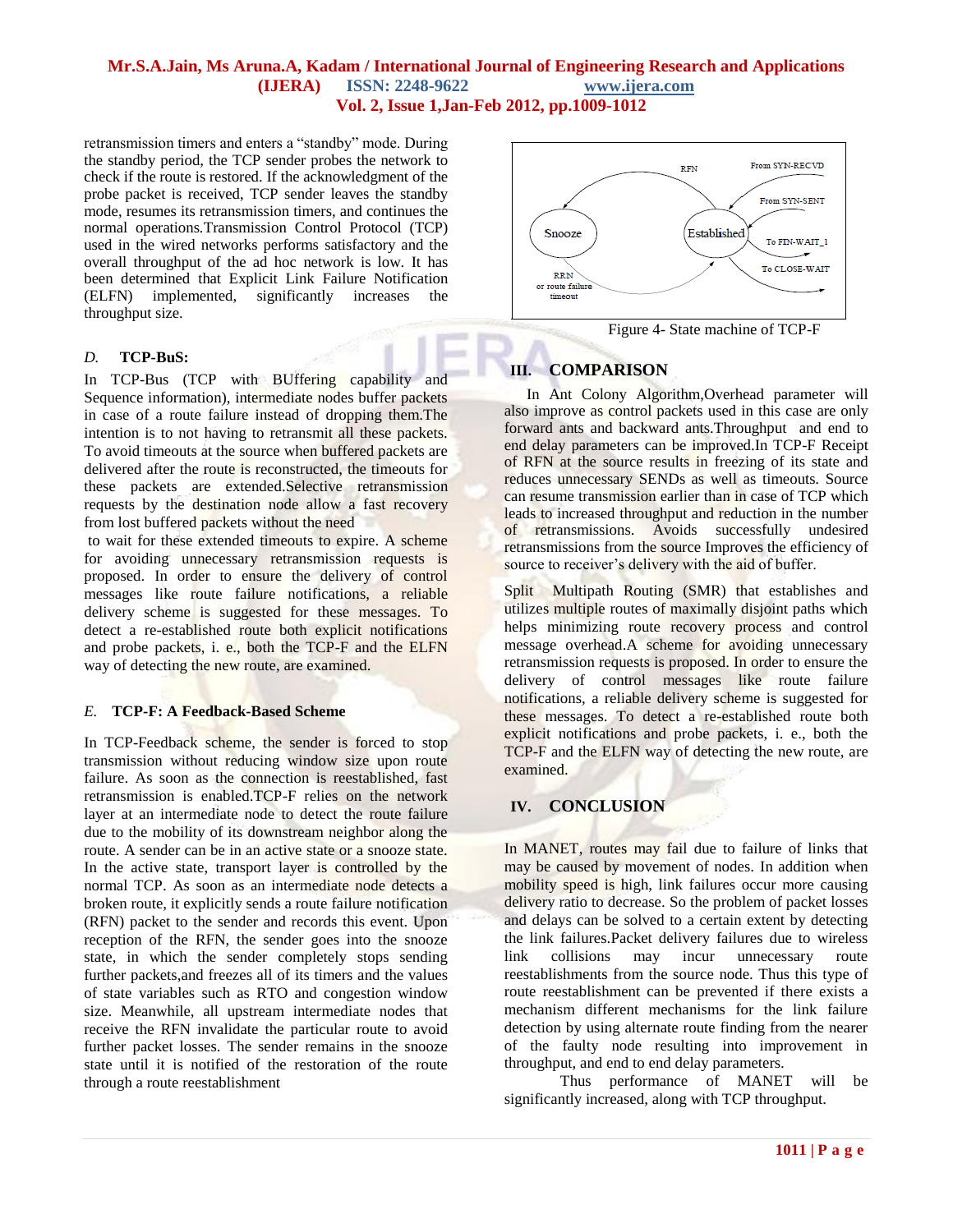retransmission timers and enters a "standby" mode. During the standby period, the TCP sender probes the network to check if the route is restored. If the acknowledgment of the probe packet is received, TCP sender leaves the standby mode, resumes its retransmission timers, and continues the normal operations.Transmission Control Protocol (TCP) used in the wired networks performs satisfactory and the overall throughput of the ad hoc network is low. It has been determined that Explicit Link Failure Notification (ELFN) implemented, significantly increases the throughput size.

### *D.* TCP-BuS:

In TCP-Bus (TCP with BUffering capability and Sequence information), intermediate nodes buffer packets in case of a route failure instead of dropping them.The intention is to not having to retransmit all these packets. To avoid timeouts at the source when buffered packets are delivered after the route is reconstructed, the timeouts for these packets are extended.Selective retransmission requests by the destination node allow a fast recovery from lost buffered packets without the need to wait for these extended timeouts to expire. A scheme for avoiding unnecessary retransmission requests is proposed. In order to ensure the delivery of control messages like route failure notifications, a reliable delivery scheme is suggested for these messages. To detect a re-established route both explicit notifications and probe packets, i. e., both the TCP-F and the ELFN way of detecting the new route, are examined.

### *E.* TCP-F: A Feedback-Based Scheme

In TCP-Feedback scheme, the sender is forced to stop transmission without reducing window size upon route failure. As soon as the connection is reestablished, fast retransmission is enabled.TCP-F relies on the network layer at an intermediate node to detect the route failure due to the mobility of its downstream neighbor along the route. A sender can be in an active state or a snooze state. In the active state, transport layer is controlled by the normal TCP. As soon as an intermediate node detects a broken route, it explicitly sends a route failure notification (RFN) packet to the sender and records this event. Upon reception of the RFN, the sender goes into the snooze state, in which the sender completely stops sending further packets,and freezes all of its timers and the values of state variables such as RTO and congestion window size. Meanwhile, all upstream intermediate nodes that receive the RFN invalidate the particular route to avoid further packet losses. The sender remains in the snooze state until it is notified of the restoration of the route through a route reestablishment

RFN
From SYN-RECVD
From SYN-SENT
Snooze
Established
To FIN-WAIT_1
To CLOSE-WAIT
RRN
or route failure
timeout

Figure 4- State machine of TCP-F

## III. COMPARISON

In Ant Colony Algorithm,Overhead parameter will also improve as control packets used in this case are only forward ants and backward ants.Throughput and end to end delay parameters can be improved.In TCP-F Receipt of RFN at the source results in freezing of its state and reduces unnecessary SENDs as well as timeouts. Source can resume transmission earlier than in case of TCP which leads to increased throughput and reduction in the number of retransmissions. Avoids successfully undesired retransmissions from the source Improves the efficiency of source to receiver's delivery with the aid of buffer.

Split Multipath Routing (SMR) that establishes and utilizes multiple routes of maximally disjoint paths which helps minimizing route recovery process and control message overhead.A scheme for avoiding unnecessary retransmission requests is proposed. In order to ensure the delivery of control messages like route failure notifications, a reliable delivery scheme is suggested for these messages. To detect a re-established route both explicit notifications and probe packets, i. e., both the TCP-F and the ELFN way of detecting the new route, are examined.

## IV. CONCLUSION

In MANET, routes may fail due to failure of links that may be caused by movement of nodes. In addition when mobility speed is high, link failures occur more causing delivery ratio to decrease. So the problem of packet losses and delays can be solved to a certain extent by detecting the link failures.Packet delivery failures due to wireless link collisions may incur unnecessary route reestablishments from the source node. Thus this type of route reestablishment can be prevented if there exists a mechanism different mechanisms for the link failure detection by using alternate route finding from the nearer of the faulty node resulting into improvement in throughput, and end to end delay parameters.

Thus performance of MANET will be significantly increased, along with TCP throughput.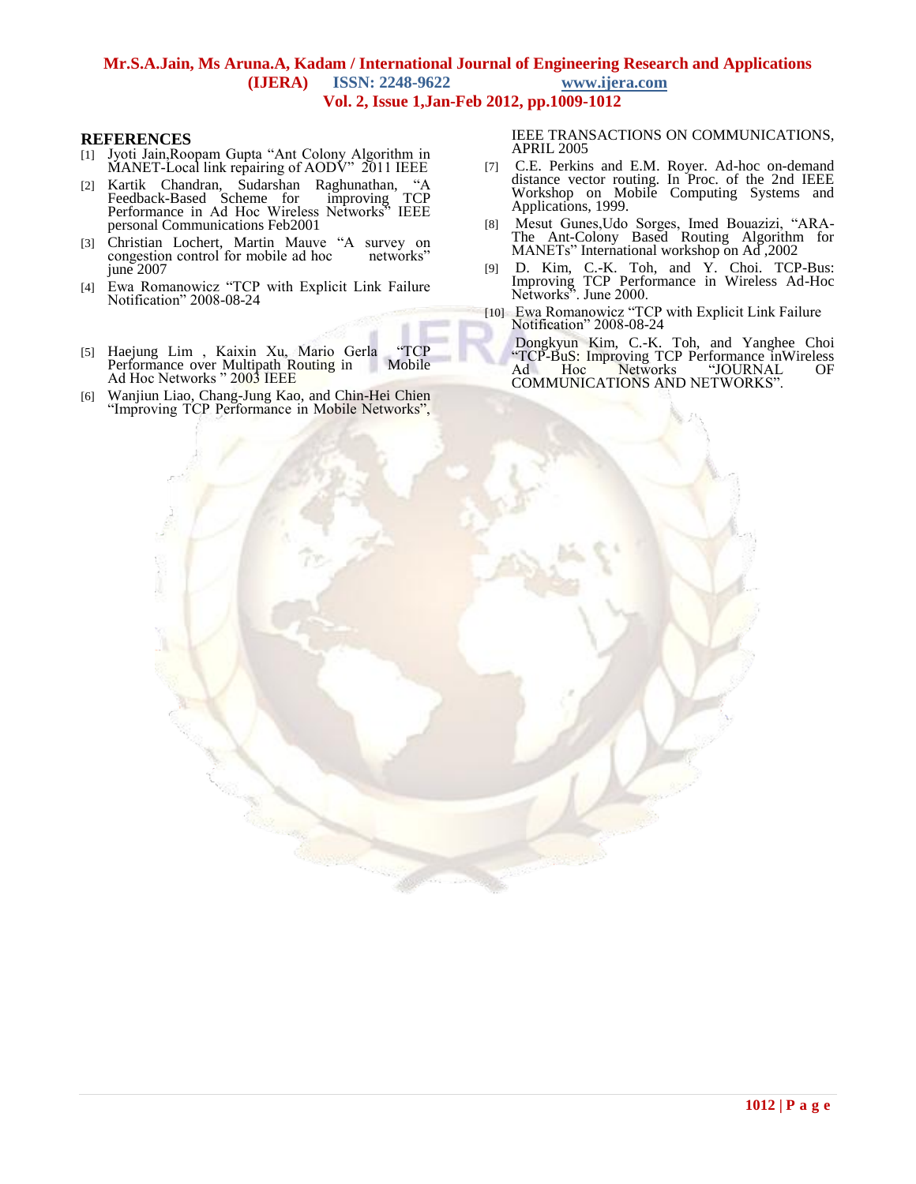## REFERENCES

[1] Jyoti Jain,Roopam Gupta "Ant Colony Algorithm in MANET-Local link repairing of AODV" 2011 IEEE

[2] Kartik Chandran, Sudarshan Raghunathan, "A Feedback-Based Scheme for improving TCP Performance in Ad Hoc Wireless Networks" IEEE personal Communications Feb2001

[3] Christian Lochert, Martin Mauve "A survey on congestion control for mobile ad hoc networks" june 2007

[4] Ewa Romanowicz "TCP with Explicit Link Failure Notification" 2008-08-24

[5] Haejung Lim , Kaixin Xu, Mario Gerla "TCP Performance over Multipath Routing in Mobile Ad Hoc Networks " 2003 IEEE

[6] Wanjiun Liao, Chang-Jung Kao, and Chin-Hei Chien "Improving TCP Performance in Mobile Networks", IEEE TRANSACTIONS ON COMMUNICATIONS, APRIL 2005

[7] C.E. Perkins and E.M. Royer. Ad-hoc on-demand distance vector routing. In Proc. of the 2nd IEEE Workshop on Mobile Computing Systems and Applications, 1999.

[8] Mesut Gunes,Udo Sorges, Imed Bouazizi, "ARA-The Ant-Colony Based Routing Algorithm for MANETs" International workshop on Ad ,2002

[9] D. Kim, C.-K. Toh, and Y. Choi. TCP-Bus: Improving TCP Performance in Wireless Ad-Hoc Networks". June 2000.

[10] Ewa Romanowicz "TCP with Explicit Link Failure Notification" 2008-08-24

Dongkyun Kim, C.-K. Toh, and Yanghee Choi "TCP-BuS: Improving TCP Performance inWireless Ad Hoc Networks "JOURNAL OF COMMUNICATIONS AND NETWORKS".